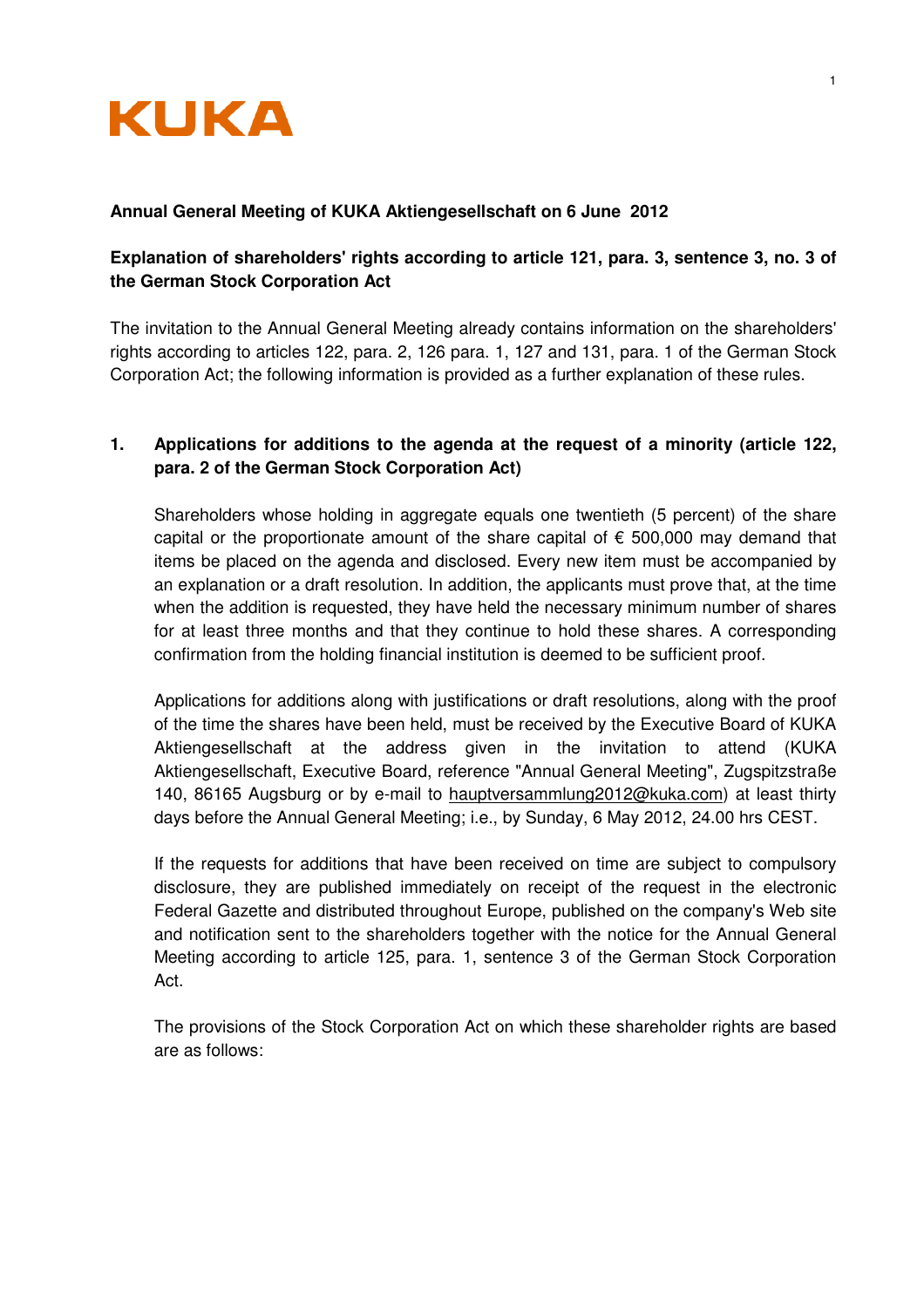KUKA

**Annual General Meeting of KUKA Aktiengesellschaft on 6 June 2012**

**Explanation of shareholders' rights according to article 121, para. 3, sentence 3, no. 3 of the German Stock Corporation Act**

The invitation to the Annual General Meeting already contains information on the shareholders' rights according to articles 122, para. 2, 126 para. 1, 127 and 131, para. 1 of the German Stock Corporation Act; the following information is provided as a further explanation of these rules.

## 1. Applications for additions to the agenda at the request of a minority (article 122, para. 2 of the German Stock Corporation Act)

Shareholders whose holding in aggregate equals one twentieth (5 percent) of the share capital or the proportionate amount of the share capital of € 500,000 may demand that items be placed on the agenda and disclosed. Every new item must be accompanied by an explanation or a draft resolution. In addition, the applicants must prove that, at the time when the addition is requested, they have held the necessary minimum number of shares for at least three months and that they continue to hold these shares. A corresponding confirmation from the holding financial institution is deemed to be sufficient proof.

Applications for additions along with justifications or draft resolutions, along with the proof of the time the shares have been held, must be received by the Executive Board of KUKA Aktiengesellschaft at the address given in the invitation to attend (KUKA Aktiengesellschaft, Executive Board, reference "Annual General Meeting", Zugspitzstraße 140, 86165 Augsburg or by e-mail to hauptversammlung2012@kuka.com) at least thirty days before the Annual General Meeting; i.e., by Sunday, 6 May 2012, 24.00 hrs CEST.

If the requests for additions that have been received on time are subject to compulsory disclosure, they are published immediately on receipt of the request in the electronic Federal Gazette and distributed throughout Europe, published on the company's Web site and notification sent to the shareholders together with the notice for the Annual General Meeting according to article 125, para. 1, sentence 3 of the German Stock Corporation Act.

The provisions of the Stock Corporation Act on which these shareholder rights are based are as follows: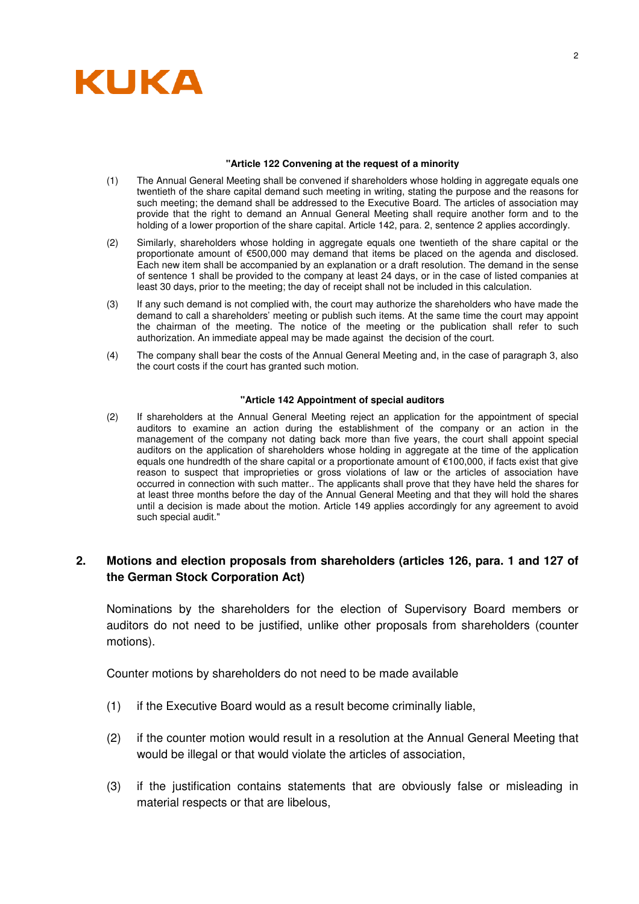**"Article 122 Convening at the request of a minority**

(1) The Annual General Meeting shall be convened if shareholders whose holding in aggregate equals one twentieth of the share capital demand such meeting in writing, stating the purpose and the reasons for such meeting; the demand shall be addressed to the Executive Board. The articles of association may provide that the right to demand an Annual General Meeting shall require another form and to the holding of a lower proportion of the share capital. Article 142, para. 2, sentence 2 applies accordingly.

(2) Similarly, shareholders whose holding in aggregate equals one twentieth of the share capital or the proportionate amount of €500,000 may demand that items be placed on the agenda and disclosed. Each new item shall be accompanied by an explanation or a draft resolution. The demand in the sense of sentence 1 shall be provided to the company at least 24 days, or in the case of listed companies at least 30 days, prior to the meeting; the day of receipt shall not be included in this calculation.

(3) If any such demand is not complied with, the court may authorize the shareholders who have made the demand to call a shareholders' meeting or publish such items. At the same time the court may appoint the chairman of the meeting. The notice of the meeting or the publication shall refer to such authorization. An immediate appeal may be made against the decision of the court.

(4) The company shall bear the costs of the Annual General Meeting and, in the case of paragraph 3, also the court costs if the court has granted such motion.

**"Article 142 Appointment of special auditors**

(2) If shareholders at the Annual General Meeting reject an application for the appointment of special auditors to examine an action during the establishment of the company or an action in the management of the company not dating back more than five years, the court shall appoint special auditors on the application of shareholders whose holding in aggregate at the time of the application equals one hundredth of the share capital or a proportionate amount of €100,000, if facts exist that give reason to suspect that improprieties or gross violations of law or the articles of association have occurred in connection with such matter.. The applicants shall prove that they have held the shares for at least three months before the day of the Annual General Meeting and that they will hold the shares until a decision is made about the motion. Article 149 applies accordingly for any agreement to avoid such special audit."

## 2. Motions and election proposals from shareholders (articles 126, para. 1 and 127 of the German Stock Corporation Act)

Nominations by the shareholders for the election of Supervisory Board members or auditors do not need to be justified, unlike other proposals from shareholders (counter motions).

Counter motions by shareholders do not need to be made available

(1) if the Executive Board would as a result become criminally liable,

(2) if the counter motion would result in a resolution at the Annual General Meeting that would be illegal or that would violate the articles of association,

(3) if the justification contains statements that are obviously false or misleading in material respects or that are libelous,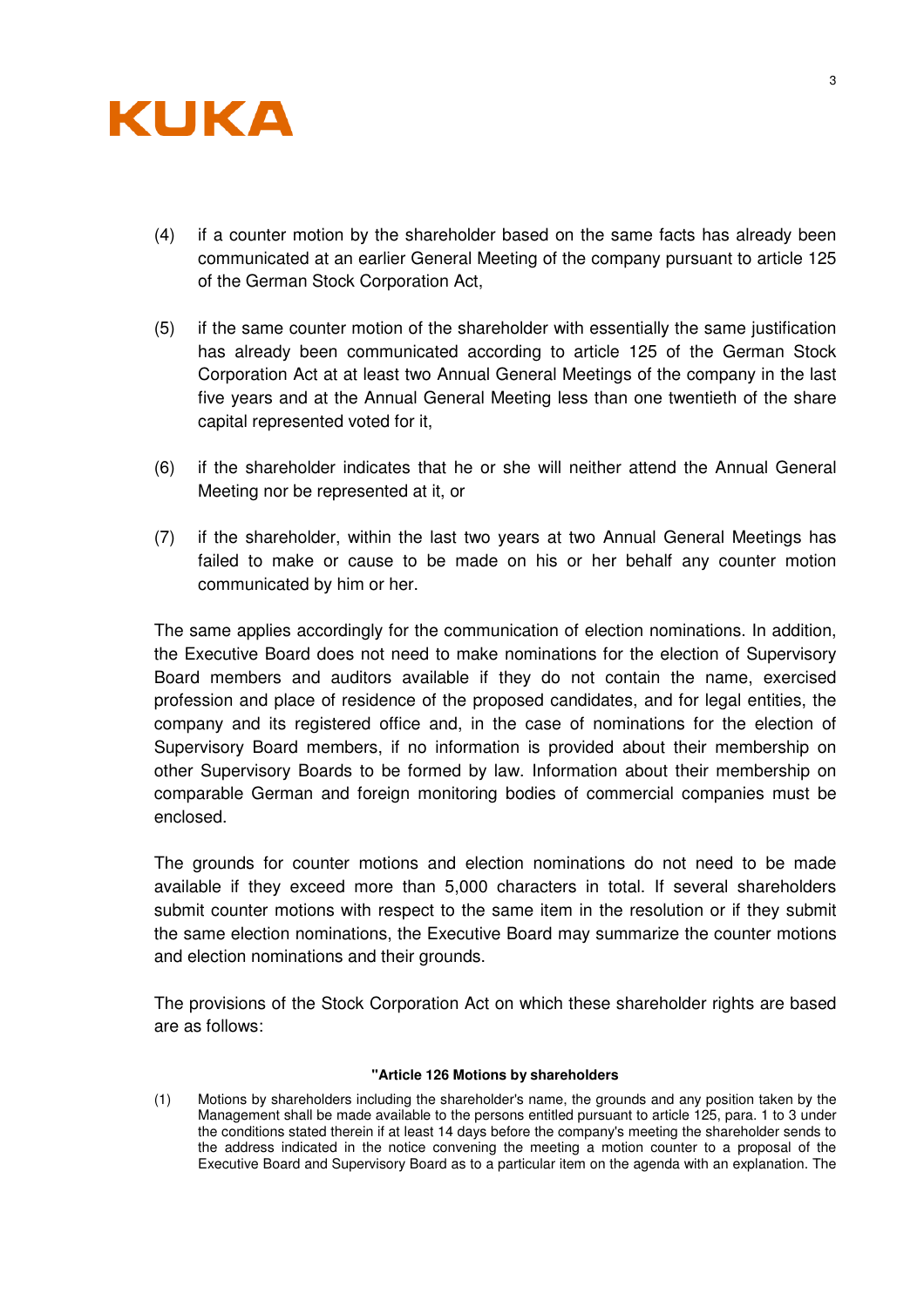(4) if a counter motion by the shareholder based on the same facts has already been communicated at an earlier General Meeting of the company pursuant to article 125 of the German Stock Corporation Act,

(5) if the same counter motion of the shareholder with essentially the same justification has already been communicated according to article 125 of the German Stock Corporation Act at at least two Annual General Meetings of the company in the last five years and at the Annual General Meeting less than one twentieth of the share capital represented voted for it,

(6) if the shareholder indicates that he or she will neither attend the Annual General Meeting nor be represented at it, or

(7) if the shareholder, within the last two years at two Annual General Meetings has failed to make or cause to be made on his or her behalf any counter motion communicated by him or her.

The same applies accordingly for the communication of election nominations. In addition, the Executive Board does not need to make nominations for the election of Supervisory Board members and auditors available if they do not contain the name, exercised profession and place of residence of the proposed candidates, and for legal entities, the company and its registered office and, in the case of nominations for the election of Supervisory Board members, if no information is provided about their membership on other Supervisory Boards to be formed by law. Information about their membership on comparable German and foreign monitoring bodies of commercial companies must be enclosed.

The grounds for counter motions and election nominations do not need to be made available if they exceed more than 5,000 characters in total. If several shareholders submit counter motions with respect to the same item in the resolution or if they submit the same election nominations, the Executive Board may summarize the counter motions and election nominations and their grounds.

The provisions of the Stock Corporation Act on which these shareholder rights are based are as follows:

**"Article 126 Motions by shareholders**

(1) Motions by shareholders including the shareholder's name, the grounds and any position taken by the Management shall be made available to the persons entitled pursuant to article 125, para. 1 to 3 under the conditions stated therein if at least 14 days before the company's meeting the shareholder sends to the address indicated in the notice convening the meeting a motion counter to a proposal of the Executive Board and Supervisory Board as to a particular item on the agenda with an explanation. The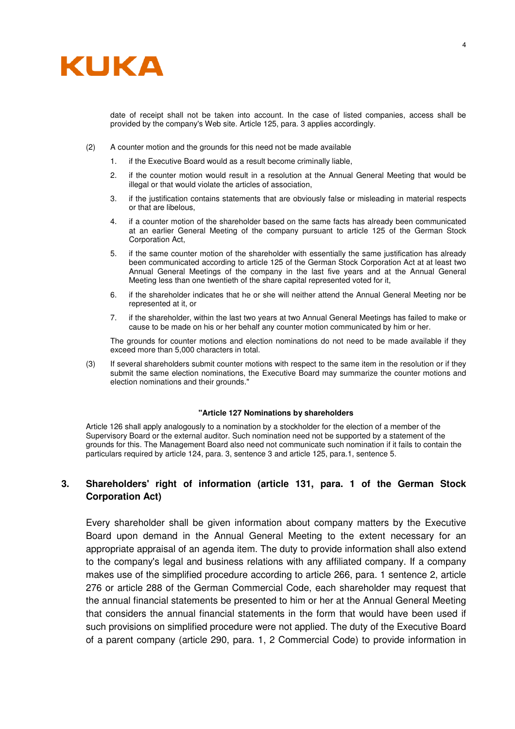date of receipt shall not be taken into account. In the case of listed companies, access shall be provided by the company's Web site. Article 125, para. 3 applies accordingly.

(2) A counter motion and the grounds for this need not be made available

1. if the Executive Board would as a result become criminally liable,
2. if the counter motion would result in a resolution at the Annual General Meeting that would be illegal or that would violate the articles of association,
3. if the justification contains statements that are obviously false or misleading in material respects or that are libelous,
4. if a counter motion of the shareholder based on the same facts has already been communicated at an earlier General Meeting of the company pursuant to article 125 of the German Stock Corporation Act,
5. if the same counter motion of the shareholder with essentially the same justification has already been communicated according to article 125 of the German Stock Corporation Act at at least two Annual General Meetings of the company in the last five years and at the Annual General Meeting less than one twentieth of the share capital represented voted for it,
6. if the shareholder indicates that he or she will neither attend the Annual General Meeting nor be represented at it, or
7. if the shareholder, within the last two years at two Annual General Meetings has failed to make or cause to be made on his or her behalf any counter motion communicated by him or her.

The grounds for counter motions and election nominations do not need to be made available if they exceed more than 5,000 characters in total.

(3) If several shareholders submit counter motions with respect to the same item in the resolution or if they submit the same election nominations, the Executive Board may summarize the counter motions and election nominations and their grounds."

**"Article 127 Nominations by shareholders**

Article 126 shall apply analogously to a nomination by a stockholder for the election of a member of the Supervisory Board or the external auditor. Such nomination need not be supported by a statement of the grounds for this. The Management Board also need not communicate such nomination if it fails to contain the particulars required by article 124, para. 3, sentence 3 and article 125, para.1, sentence 5.

## 3. Shareholders' right of information (article 131, para. 1 of the German Stock Corporation Act)

Every shareholder shall be given information about company matters by the Executive Board upon demand in the Annual General Meeting to the extent necessary for an appropriate appraisal of an agenda item. The duty to provide information shall also extend to the company's legal and business relations with any affiliated company. If a company makes use of the simplified procedure according to article 266, para. 1 sentence 2, article 276 or article 288 of the German Commercial Code, each shareholder may request that the annual financial statements be presented to him or her at the Annual General Meeting that considers the annual financial statements in the form that would have been used if such provisions on simplified procedure were not applied. The duty of the Executive Board of a parent company (article 290, para. 1, 2 Commercial Code) to provide information in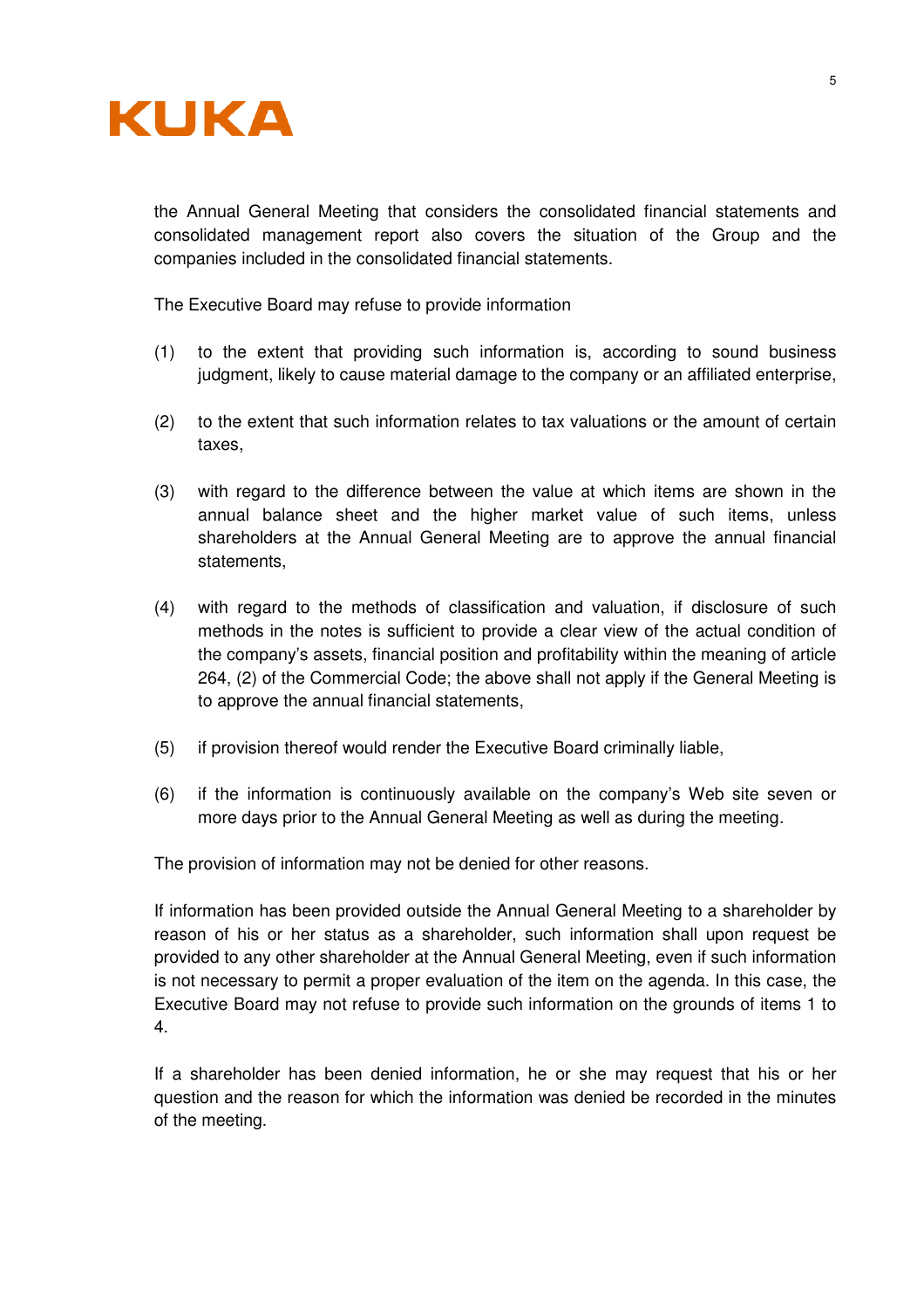the Annual General Meeting that considers the consolidated financial statements and consolidated management report also covers the situation of the Group and the companies included in the consolidated financial statements.

The Executive Board may refuse to provide information

(1) to the extent that providing such information is, according to sound business judgment, likely to cause material damage to the company or an affiliated enterprise,

(2) to the extent that such information relates to tax valuations or the amount of certain taxes,

(3) with regard to the difference between the value at which items are shown in the annual balance sheet and the higher market value of such items, unless shareholders at the Annual General Meeting are to approve the annual financial statements,

(4) with regard to the methods of classification and valuation, if disclosure of such methods in the notes is sufficient to provide a clear view of the actual condition of the company's assets, financial position and profitability within the meaning of article 264, (2) of the Commercial Code; the above shall not apply if the General Meeting is to approve the annual financial statements,

(5) if provision thereof would render the Executive Board criminally liable,

(6) if the information is continuously available on the company's Web site seven or more days prior to the Annual General Meeting as well as during the meeting.

The provision of information may not be denied for other reasons.

If information has been provided outside the Annual General Meeting to a shareholder by reason of his or her status as a shareholder, such information shall upon request be provided to any other shareholder at the Annual General Meeting, even if such information is not necessary to permit a proper evaluation of the item on the agenda. In this case, the Executive Board may not refuse to provide such information on the grounds of items 1 to 4.

If a shareholder has been denied information, he or she may request that his or her question and the reason for which the information was denied be recorded in the minutes of the meeting.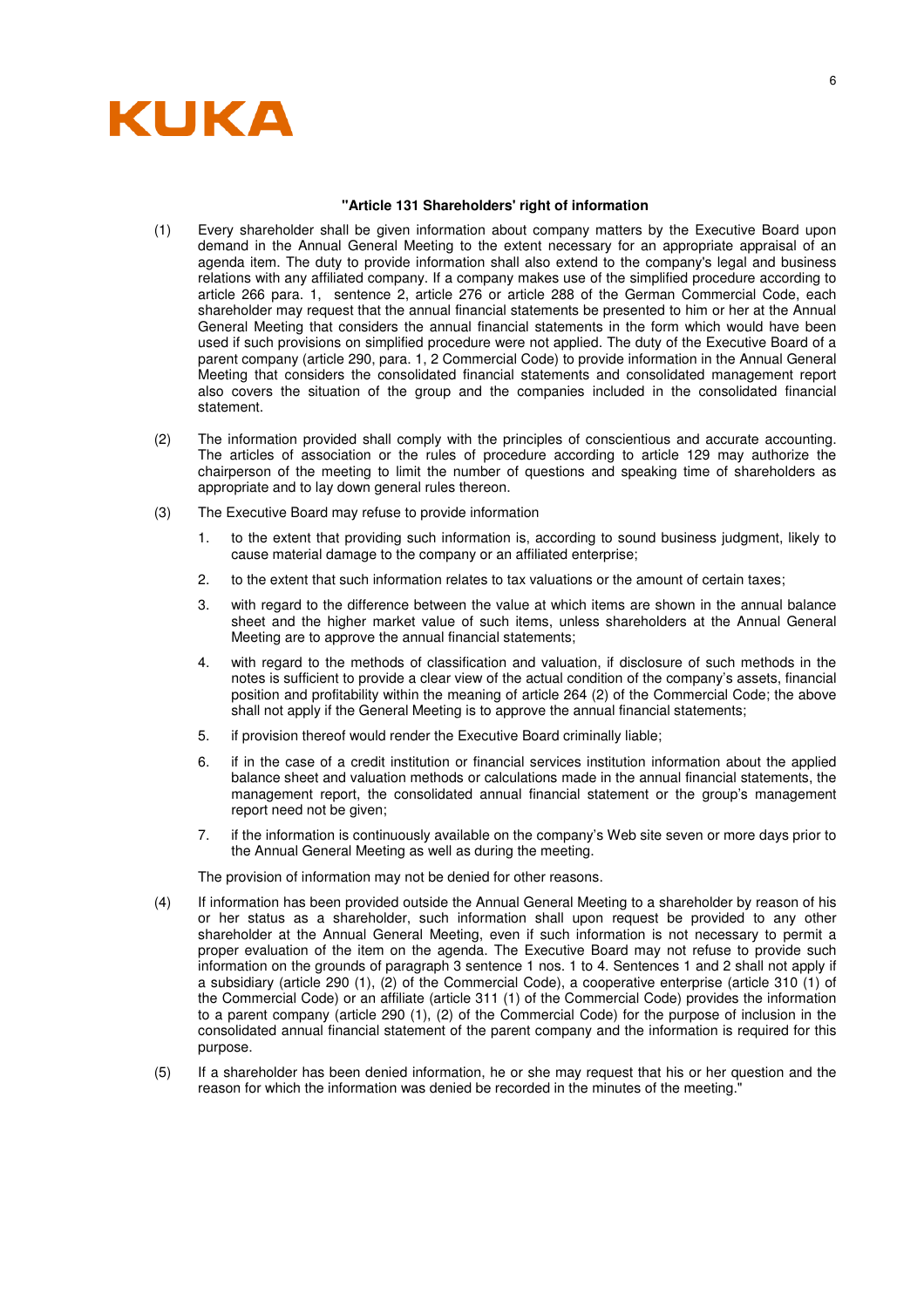**"Article 131 Shareholders' right of information**

(1) Every shareholder shall be given information about company matters by the Executive Board upon demand in the Annual General Meeting to the extent necessary for an appropriate appraisal of an agenda item. The duty to provide information shall also extend to the company's legal and business relations with any affiliated company. If a company makes use of the simplified procedure according to article 266 para. 1, sentence 2, article 276 or article 288 of the German Commercial Code, each shareholder may request that the annual financial statements be presented to him or her at the Annual General Meeting that considers the annual financial statements in the form which would have been used if such provisions on simplified procedure were not applied. The duty of the Executive Board of a parent company (article 290, para. 1, 2 Commercial Code) to provide information in the Annual General Meeting that considers the consolidated financial statements and consolidated management report also covers the situation of the group and the companies included in the consolidated financial statement.

(2) The information provided shall comply with the principles of conscientious and accurate accounting. The articles of association or the rules of procedure according to article 129 may authorize the chairperson of the meeting to limit the number of questions and speaking time of shareholders as appropriate and to lay down general rules thereon.

(3) The Executive Board may refuse to provide information

1. to the extent that providing such information is, according to sound business judgment, likely to cause material damage to the company or an affiliated enterprise;
2. to the extent that such information relates to tax valuations or the amount of certain taxes;
3. with regard to the difference between the value at which items are shown in the annual balance sheet and the higher market value of such items, unless shareholders at the Annual General Meeting are to approve the annual financial statements;
4. with regard to the methods of classification and valuation, if disclosure of such methods in the notes is sufficient to provide a clear view of the actual condition of the company's assets, financial position and profitability within the meaning of article 264 (2) of the Commercial Code; the above shall not apply if the General Meeting is to approve the annual financial statements;
5. if provision thereof would render the Executive Board criminally liable;
6. if in the case of a credit institution or financial services institution information about the applied balance sheet and valuation methods or calculations made in the annual financial statements, the management report, the consolidated annual financial statement or the group's management report need not be given;
7. if the information is continuously available on the company's Web site seven or more days prior to the Annual General Meeting as well as during the meeting.

The provision of information may not be denied for other reasons.

(4) If information has been provided outside the Annual General Meeting to a shareholder by reason of his or her status as a shareholder, such information shall upon request be provided to any other shareholder at the Annual General Meeting, even if such information is not necessary to permit a proper evaluation of the item on the agenda. The Executive Board may not refuse to provide such information on the grounds of paragraph 3 sentence 1 nos. 1 to 4. Sentences 1 and 2 shall not apply if a subsidiary (article 290 (1), (2) of the Commercial Code), a cooperative enterprise (article 310 (1) of the Commercial Code) or an affiliate (article 311 (1) of the Commercial Code) provides the information to a parent company (article 290 (1), (2) of the Commercial Code) for the purpose of inclusion in the consolidated annual financial statement of the parent company and the information is required for this purpose.

(5) If a shareholder has been denied information, he or she may request that his or her question and the reason for which the information was denied be recorded in the minutes of the meeting."